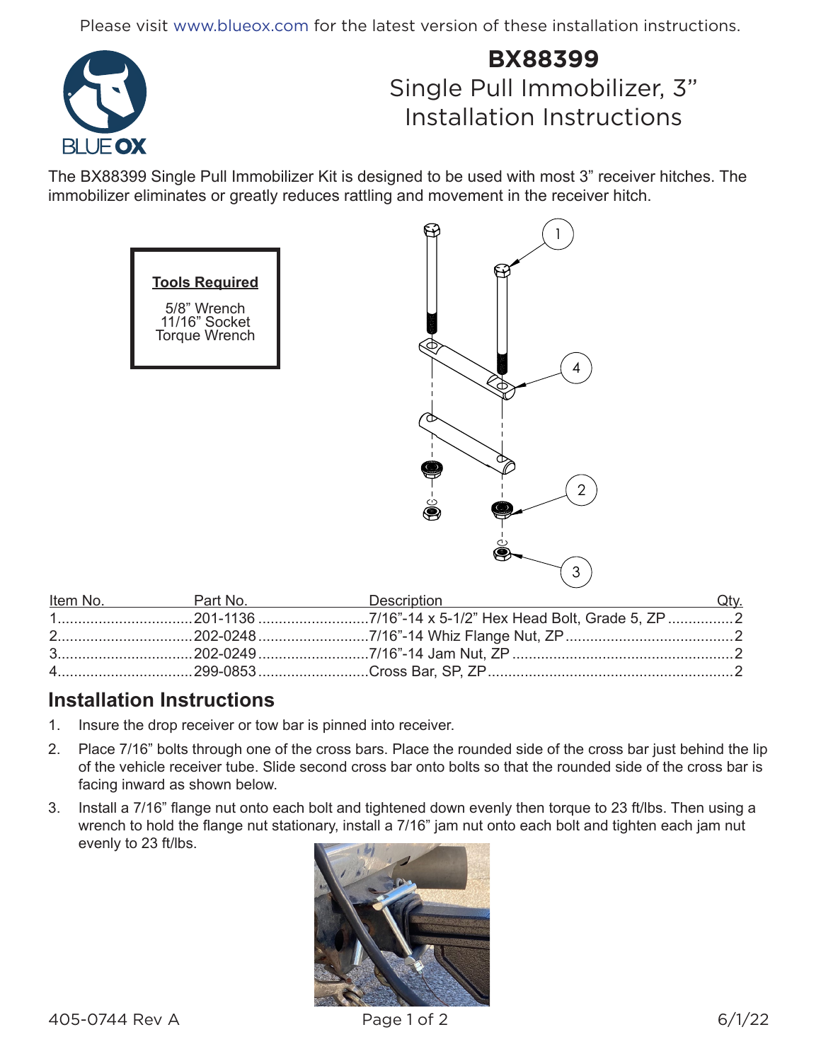Please visit www.blueox.com for the latest version of these installation instructions.

# BX88399
## Single Pull Immobilizer, 3"
## Installation Instructions

The BX88399 Single Pull Immobilizer Kit is designed to be used with most 3" receiver hitches. The immobilizer eliminates or greatly reduces rattling and movement in the receiver hitch.

**Tools Required**

5/8" Wrench
11/16" Socket
Torque Wrench

| Item No. | Part No. | Description | Qty. |
|---|---|---|---|
| 1 | 201-1136 | 7/16"-14 x 5-1/2" Hex Head Bolt, Grade 5, ZP | 2 |
| 2 | 202-0248 | 7/16"-14 Whiz Flange Nut, ZP | 2 |
| 3 | 202-0249 | 7/16"-14 Jam Nut, ZP | 2 |
| 4 | 299-0853 | Cross Bar, SP, ZP | 2 |

## Installation Instructions

1. Insure the drop receiver or tow bar is pinned into receiver.
2. Place 7/16" bolts through one of the cross bars. Place the rounded side of the cross bar just behind the lip of the vehicle receiver tube. Slide second cross bar onto bolts so that the rounded side of the cross bar is facing inward as shown below.
3. Install a 7/16" flange nut onto each bolt and tightened down evenly then torque to 23 ft/lbs. Then using a wrench to hold the flange nut stationary, install a 7/16" jam nut onto each bolt and tighten each jam nut evenly to 23 ft/lbs.

405-0744 Rev A 6/1/22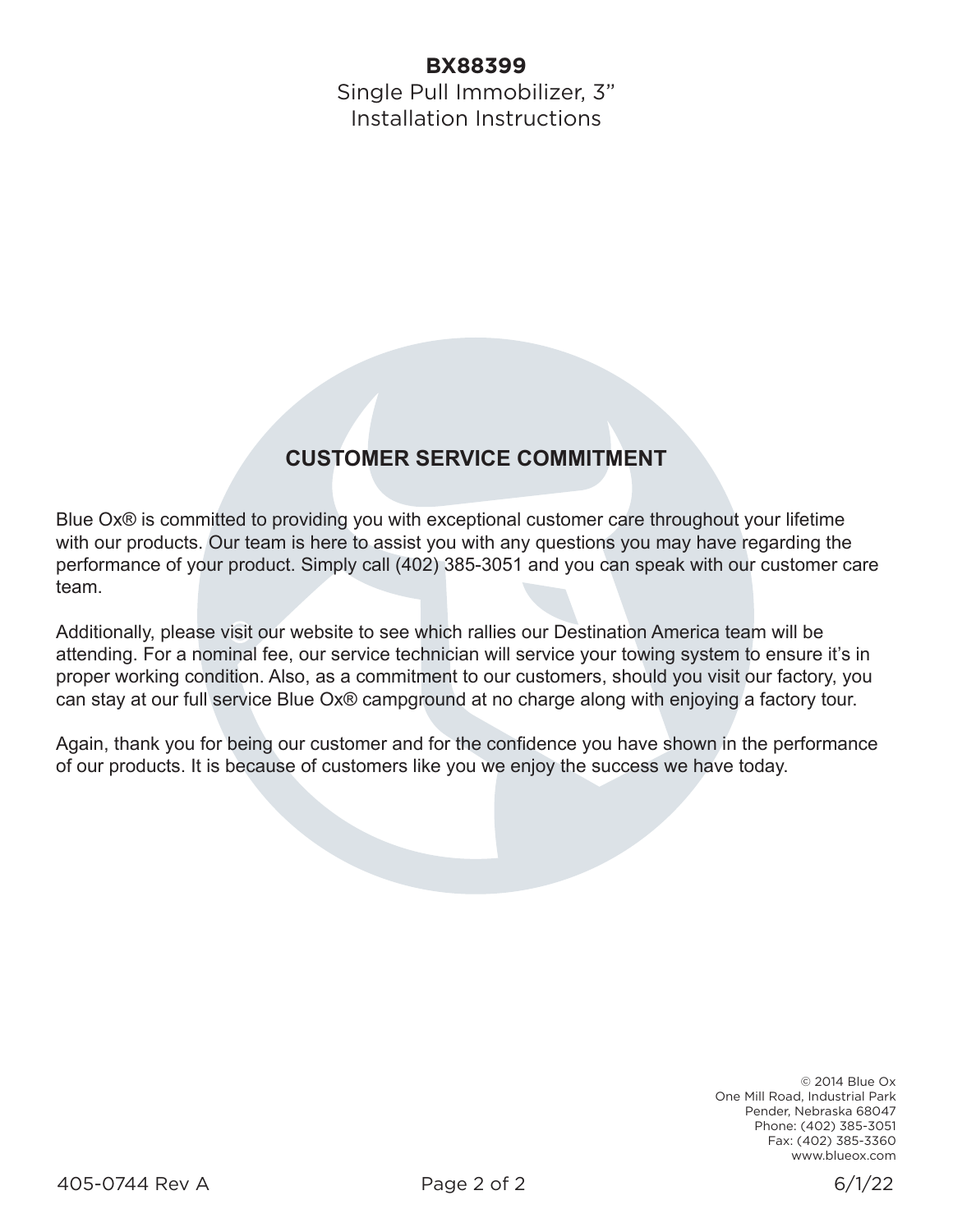## CUSTOMER SERVICE COMMITMENT

Blue Ox® is committed to providing you with exceptional customer care throughout your lifetime with our products. Our team is here to assist you with any questions you may have regarding the performance of your product. Simply call (402) 385-3051 and you can speak with our customer care team.

Additionally, please visit our website to see which rallies our Destination America team will be attending. For a nominal fee, our service technician will service your towing system to ensure it's in proper working condition. Also, as a commitment to our customers, should you visit our factory, you can stay at our full service Blue Ox® campground at no charge along with enjoying a factory tour.

Again, thank you for being our customer and for the confidence you have shown in the performance of our products. It is because of customers like you we enjoy the success we have today.

© 2014 Blue Ox
One Mill Road, Industrial Park
Pender, Nebraska 68047
Phone: (402) 385-3051
Fax: (402) 385-3360
www.blueox.com